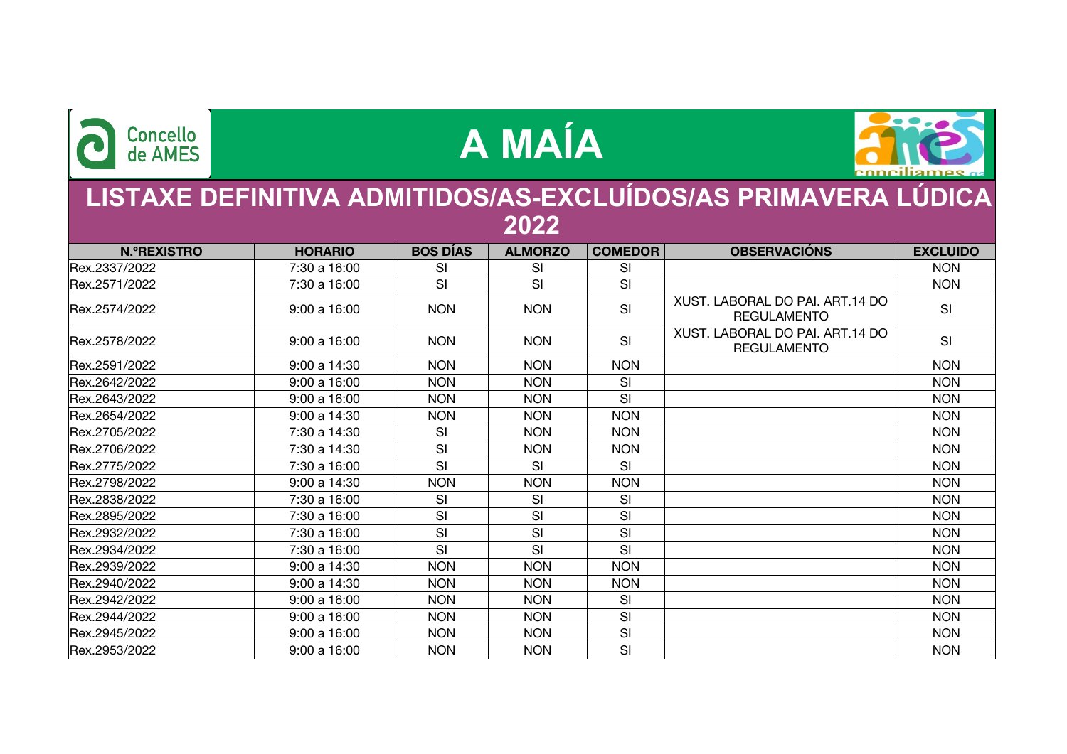Concello de AMES

# A MAÍA

conciliames

## LISTAXE DEFINITIVA ADMITIDOS/AS-EXCLUÍDOS/AS PRIMAVERA LÚDICA 2022

| N.ºREXISTRO | HORARIO | BOS DÍAS | ALMORZO | COMEDOR | OBSERVACIÓNS | EXCLUIDO |
|---|---|---|---|---|---|---|
| Rex.2337/2022 | 7:30 a 16:00 | SI | SI | SI | | NON |
| Rex.2571/2022 | 7:30 a 16:00 | SI | SI | SI | | NON |
| Rex.2574/2022 | 9:00 a 16:00 | NON | NON | SI | XUST. LABORAL DO PAI. ART.14 DO REGULAMENTO | SI |
| Rex.2578/2022 | 9:00 a 16:00 | NON | NON | SI | XUST. LABORAL DO PAI. ART.14 DO REGULAMENTO | SI |
| Rex.2591/2022 | 9:00 a 14:30 | NON | NON | NON | | NON |
| Rex.2642/2022 | 9:00 a 16:00 | NON | NON | SI | | NON |
| Rex.2643/2022 | 9:00 a 16:00 | NON | NON | SI | | NON |
| Rex.2654/2022 | 9:00 a 14:30 | NON | NON | NON | | NON |
| Rex.2705/2022 | 7:30 a 14:30 | SI | NON | NON | | NON |
| Rex.2706/2022 | 7:30 a 14:30 | SI | NON | NON | | NON |
| Rex.2775/2022 | 7:30 a 16:00 | SI | SI | SI | | NON |
| Rex.2798/2022 | 9:00 a 14:30 | NON | NON | NON | | NON |
| Rex.2838/2022 | 7:30 a 16:00 | SI | SI | SI | | NON |
| Rex.2895/2022 | 7:30 a 16:00 | SI | SI | SI | | NON |
| Rex.2932/2022 | 7:30 a 16:00 | SI | SI | SI | | NON |
| Rex.2934/2022 | 7:30 a 16:00 | SI | SI | SI | | NON |
| Rex.2939/2022 | 9:00 a 14:30 | NON | NON | NON | | NON |
| Rex.2940/2022 | 9:00 a 14:30 | NON | NON | NON | | NON |
| Rex.2942/2022 | 9:00 a 16:00 | NON | NON | SI | | NON |
| Rex.2944/2022 | 9:00 a 16:00 | NON | NON | SI | | NON |
| Rex.2945/2022 | 9:00 a 16:00 | NON | NON | SI | | NON |
| Rex.2953/2022 | 9:00 a 16:00 | NON | NON | SI | | NON |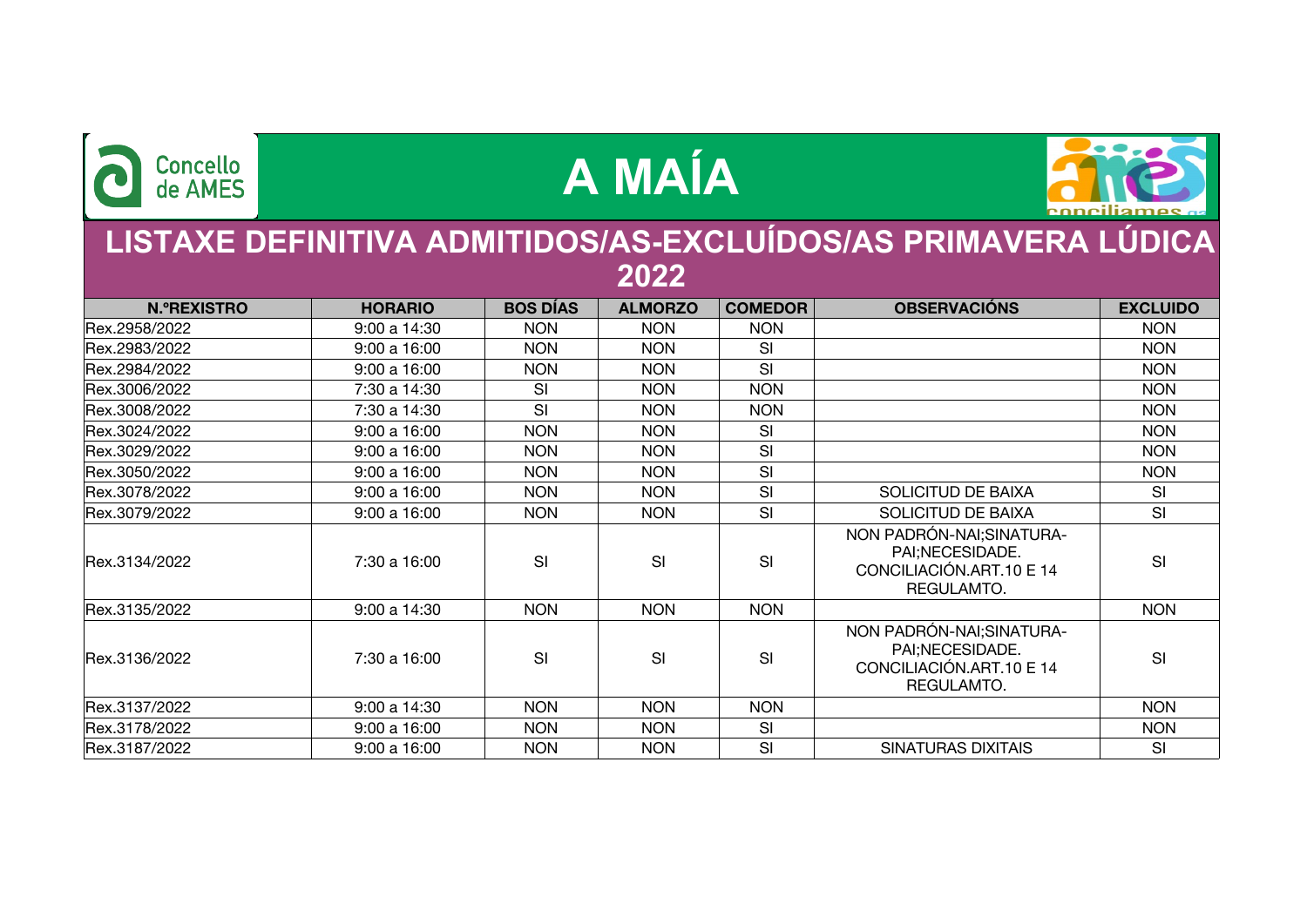# A MAÍA

## LISTAXE DEFINITIVA ADMITIDOS/AS-EXCLUÍDOS/AS PRIMAVERA LÚDICA 2022

| N.ºREXISTRO | HORARIO | BOS DÍAS | ALMORZO | COMEDOR | OBSERVACIÓNS | EXCLUIDO |
|---|---|---|---|---|---|---|
| Rex.2958/2022 | 9:00 a 14:30 | NON | NON | NON | | NON |
| Rex.2983/2022 | 9:00 a 16:00 | NON | NON | SI | | NON |
| Rex.2984/2022 | 9:00 a 16:00 | NON | NON | SI | | NON |
| Rex.3006/2022 | 7:30 a 14:30 | SI | NON | NON | | NON |
| Rex.3008/2022 | 7:30 a 14:30 | SI | NON | NON | | NON |
| Rex.3024/2022 | 9:00 a 16:00 | NON | NON | SI | | NON |
| Rex.3029/2022 | 9:00 a 16:00 | NON | NON | SI | | NON |
| Rex.3050/2022 | 9:00 a 16:00 | NON | NON | SI | | NON |
| Rex.3078/2022 | 9:00 a 16:00 | NON | NON | SI | SOLICITUD DE BAIXA | SI |
| Rex.3079/2022 | 9:00 a 16:00 | NON | NON | SI | SOLICITUD DE BAIXA | SI |
| Rex.3134/2022 | 7:30 a 16:00 | SI | SI | SI | NON PADRÓN-NAI;SINATURA-PAI;NECESIDADE. CONCILIACIÓN.ART.10 E 14 REGULAMTO. | SI |
| Rex.3135/2022 | 9:00 a 14:30 | NON | NON | NON | | NON |
| Rex.3136/2022 | 7:30 a 16:00 | SI | SI | SI | NON PADRÓN-NAI;SINATURA-PAI;NECESIDADE. CONCILIACIÓN.ART.10 E 14 REGULAMTO. | SI |
| Rex.3137/2022 | 9:00 a 14:30 | NON | NON | NON | | NON |
| Rex.3178/2022 | 9:00 a 16:00 | NON | NON | SI | | NON |
| Rex.3187/2022 | 9:00 a 16:00 | NON | NON | SI | SINATURAS DIXITAIS | SI |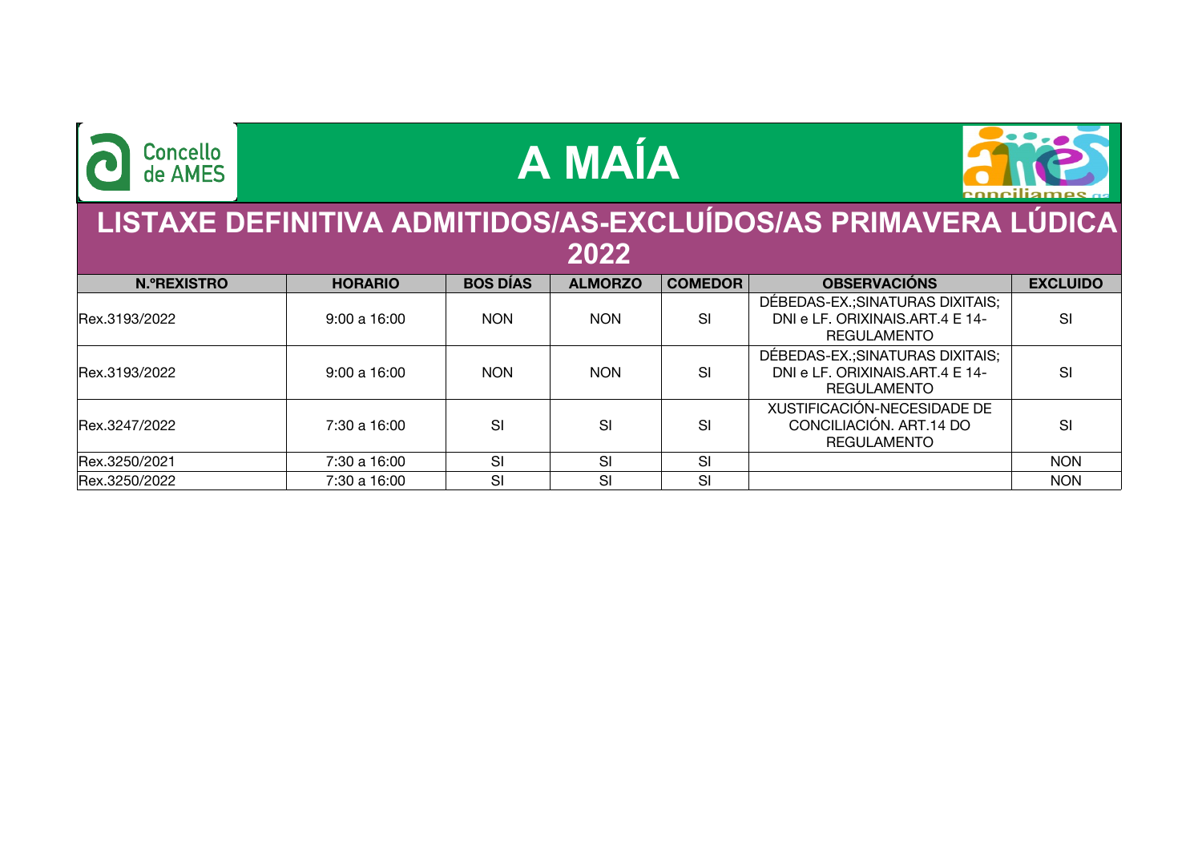Concello de AMES

# A MAÍA

conciliames.gal

## LISTAXE DEFINITIVA ADMITIDOS/AS-EXCLUÍDOS/AS PRIMAVERA LÚDICA 2022

| N.ºREXISTRO | HORARIO | BOS DÍAS | ALMORZO | COMEDOR | OBSERVACIÓNS | EXCLUIDO |
|---|---|---|---|---|---|---|
| Rex.3193/2022 | 9:00 a 16:00 | NON | NON | SI | DÉBEDAS-EX.;SINATURAS DIXITAIS; DNI e LF. ORIXINAIS.ART.4 E 14- REGULAMENTO | SI |
| Rex.3193/2022 | 9:00 a 16:00 | NON | NON | SI | DÉBEDAS-EX.;SINATURAS DIXITAIS; DNI e LF. ORIXINAIS.ART.4 E 14- REGULAMENTO | SI |
| Rex.3247/2022 | 7:30 a 16:00 | SI | SI | SI | XUSTIFICACIÓN-NECESIDADE DE CONCILIACIÓN. ART.14 DO REGULAMENTO | SI |
| Rex.3250/2021 | 7:30 a 16:00 | SI | SI | SI | | NON |
| Rex.3250/2022 | 7:30 a 16:00 | SI | SI | SI | | NON |